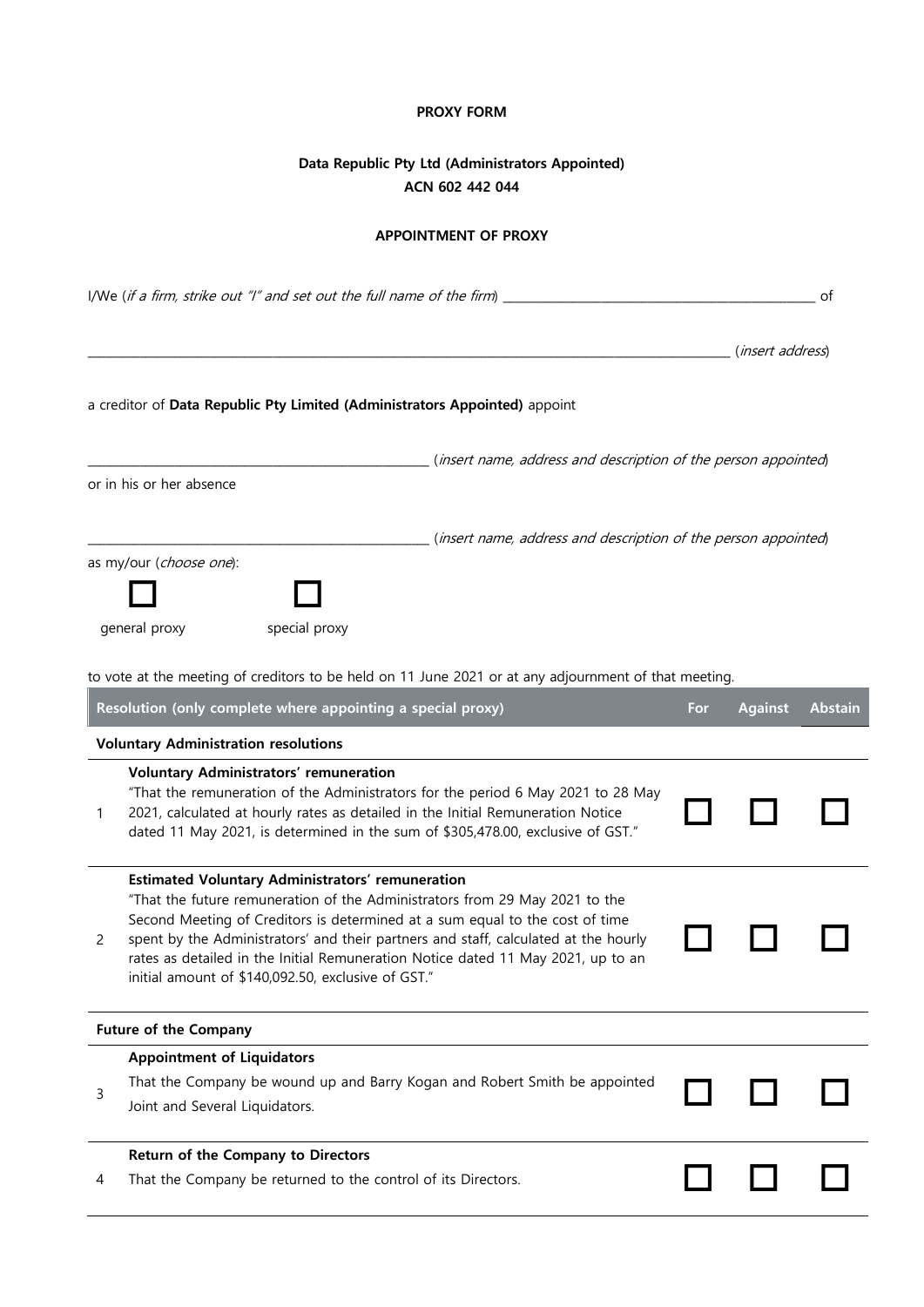**PROXY FORM**

**Data Republic Pty Ltd (Administrators Appointed)**
**ACN 602 442 044**

**APPOINTMENT OF PROXY**

I/We (*if a firm, strike out "I" and set out the full name of the firm*) ______________________________________________ of

__________________________________________________________________________________________ (*insert address*)

a creditor of **Data Republic Pty Limited (Administrators Appointed)** appoint

__________________________________________________ (*insert name, address and description of the person appointed*)

or in his or her absence

__________________________________________________ (*insert name, address and description of the person appointed*)

as my/our (*choose one*):

☐ general proxy ☐ special proxy

to vote at the meeting of creditors to be held on 11 June 2021 or at any adjournment of that meeting.

| | Resolution (only complete where appointing a special proxy) | For | Against | Abstain |
|---|---|---|---|---|
| | **Voluntary Administration resolutions** | | | |
| 1 | **Voluntary Administrators' remuneration**<br>"That the remuneration of the Administrators for the period 6 May 2021 to 28 May 2021, calculated at hourly rates as detailed in the Initial Remuneration Notice dated 11 May 2021, is determined in the sum of $305,478.00, exclusive of GST." | ☐ | ☐ | ☐ |
| 2 | **Estimated Voluntary Administrators' remuneration**<br>"That the future remuneration of the Administrators from 29 May 2021 to the Second Meeting of Creditors is determined at a sum equal to the cost of time spent by the Administrators' and their partners and staff, calculated at the hourly rates as detailed in the Initial Remuneration Notice dated 11 May 2021, up to an initial amount of $140,092.50, exclusive of GST." | ☐ | ☐ | ☐ |
| | **Future of the Company** | | | |
| 3 | **Appointment of Liquidators**<br>That the Company be wound up and Barry Kogan and Robert Smith be appointed Joint and Several Liquidators. | ☐ | ☐ | ☐ |
| 4 | **Return of the Company to Directors**<br>That the Company be returned to the control of its Directors. | ☐ | ☐ | ☐ |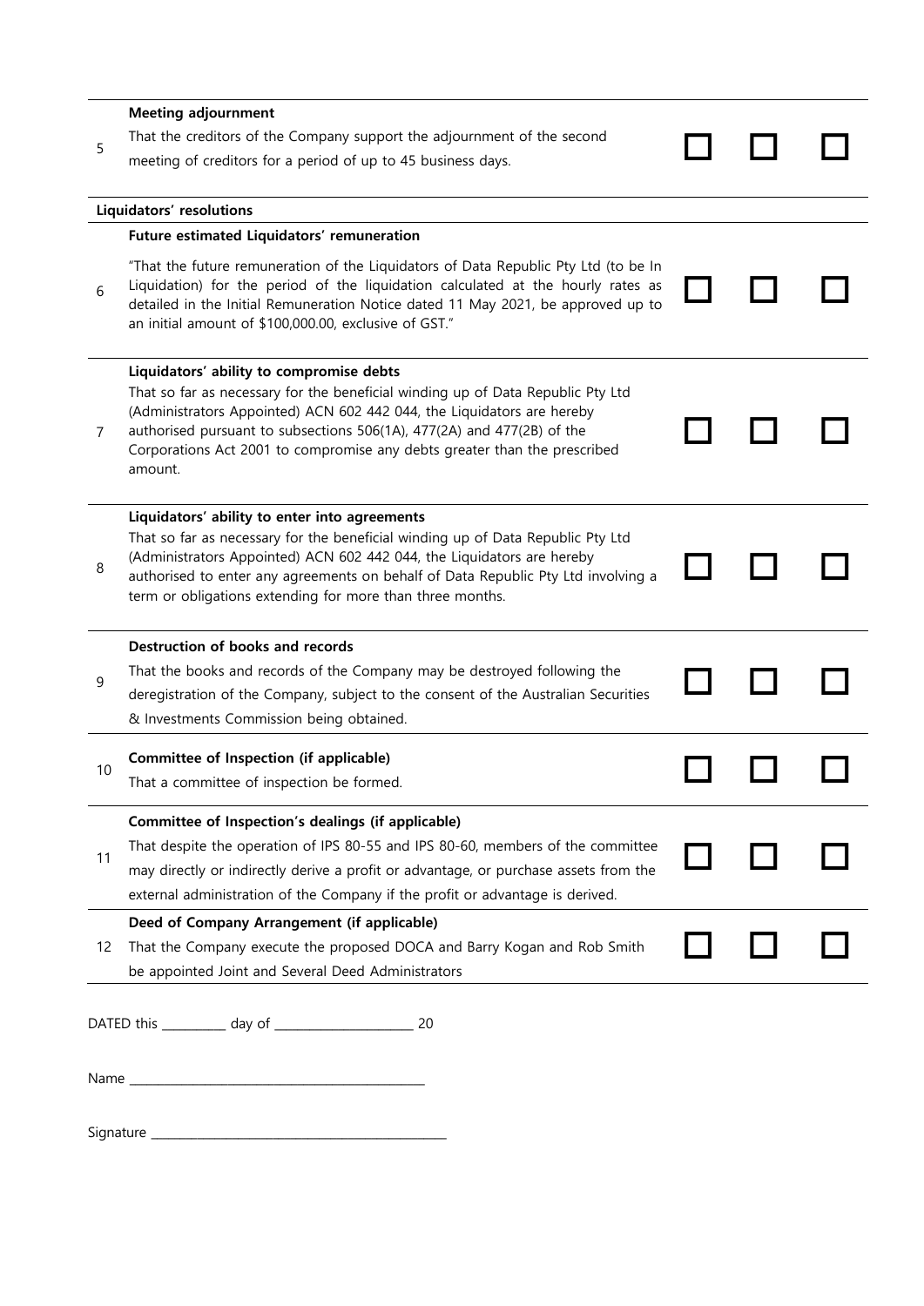| | | | | |
|---|---|---|---|---|
| 5 | **Meeting adjournment**<br>That the creditors of the Company support the adjournment of the second meeting of creditors for a period of up to 45 business days. | ☐ | ☐ | ☐ |
| | **Liquidators' resolutions** | | | |
| 6 | **Future estimated Liquidators' remuneration**<br>"That the future remuneration of the Liquidators of Data Republic Pty Ltd (to be In Liquidation) for the period of the liquidation calculated at the hourly rates as detailed in the Initial Remuneration Notice dated 11 May 2021, be approved up to an initial amount of $100,000.00, exclusive of GST." | ☐ | ☐ | ☐ |
| 7 | **Liquidators' ability to compromise debts**<br>That so far as necessary for the beneficial winding up of Data Republic Pty Ltd (Administrators Appointed) ACN 602 442 044, the Liquidators are hereby authorised pursuant to subsections 506(1A), 477(2A) and 477(2B) of the Corporations Act 2001 to compromise any debts greater than the prescribed amount. | ☐ | ☐ | ☐ |
| 8 | **Liquidators' ability to enter into agreements**<br>That so far as necessary for the beneficial winding up of Data Republic Pty Ltd (Administrators Appointed) ACN 602 442 044, the Liquidators are hereby authorised to enter any agreements on behalf of Data Republic Pty Ltd involving a term or obligations extending for more than three months. | ☐ | ☐ | ☐ |
| 9 | **Destruction of books and records**<br>That the books and records of the Company may be destroyed following the deregistration of the Company, subject to the consent of the Australian Securities & Investments Commission being obtained. | ☐ | ☐ | ☐ |
| 10 | **Committee of Inspection (if applicable)**<br>That a committee of inspection be formed. | ☐ | ☐ | ☐ |
| 11 | **Committee of Inspection's dealings (if applicable)**<br>That despite the operation of IPS 80-55 and IPS 80-60, members of the committee may directly or indirectly derive a profit or advantage, or purchase assets from the external administration of the Company if the profit or advantage is derived. | ☐ | ☐ | ☐ |
| 12 | **Deed of Company Arrangement (if applicable)**<br>That the Company execute the proposed DOCA and Barry Kogan and Rob Smith be appointed Joint and Several Deed Administrators | ☐ | ☐ | ☐ |

DATED this __________ day of ______________________ 20

Name ______________________________________________

Signature ______________________________________________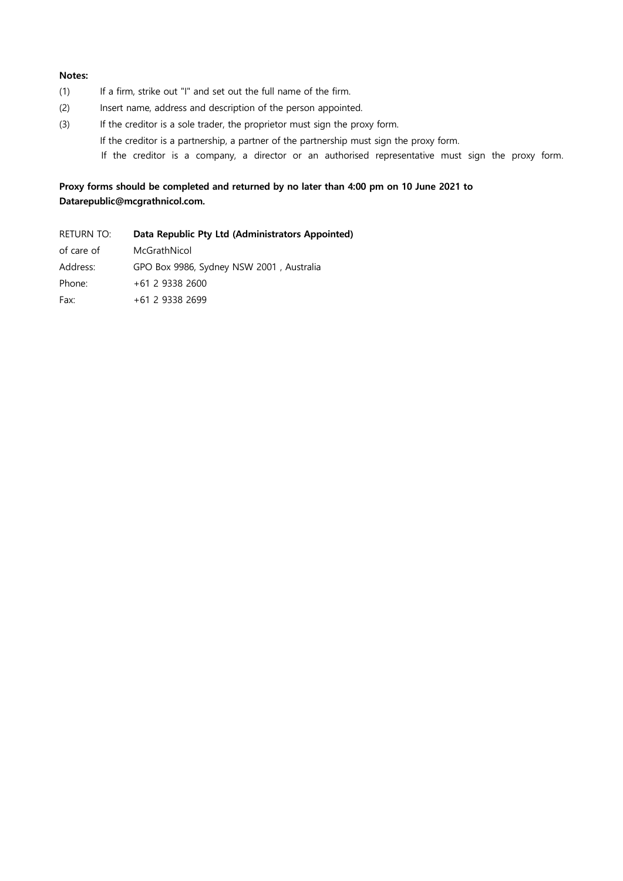**Notes:**

(1) If a firm, strike out "I" and set out the full name of the firm.

(2) Insert name, address and description of the person appointed.

(3) If the creditor is a sole trader, the proprietor must sign the proxy form.
If the creditor is a partnership, a partner of the partnership must sign the proxy form.
If the creditor is a company, a director or an authorised representative must sign the proxy form.

**Proxy forms should be completed and returned by no later than 4:00 pm on 10 June 2021 to Datarepublic@mcgrathnicol.com.**

| | |
|---|---|
| RETURN TO: | **Data Republic Pty Ltd (Administrators Appointed)** |
| of care of | McGrathNicol |
| Address: | GPO Box 9986, Sydney NSW 2001 , Australia |
| Phone: | +61 2 9338 2600 |
| Fax: | +61 2 9338 2699 |